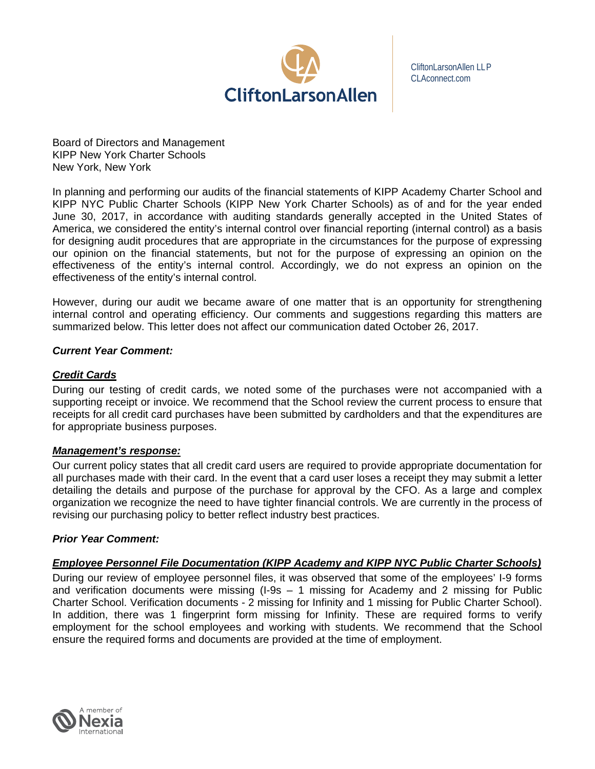CliftonLarsonAllen LLP
CLAconnect.com

Board of Directors and Management
KIPP New York Charter Schools
New York, New York

In planning and performing our audits of the financial statements of KIPP Academy Charter School and KIPP NYC Public Charter Schools (KIPP New York Charter Schools) as of and for the year ended June 30, 2017, in accordance with auditing standards generally accepted in the United States of America, we considered the entity's internal control over financial reporting (internal control) as a basis for designing audit procedures that are appropriate in the circumstances for the purpose of expressing our opinion on the financial statements, but not for the purpose of expressing an opinion on the effectiveness of the entity's internal control. Accordingly, we do not express an opinion on the effectiveness of the entity's internal control.

However, during our audit we became aware of one matter that is an opportunity for strengthening internal control and operating efficiency. Our comments and suggestions regarding this matters are summarized below. This letter does not affect our communication dated October 26, 2017.

***Current Year Comment:***

***Credit Cards***

During our testing of credit cards, we noted some of the purchases were not accompanied with a supporting receipt or invoice. We recommend that the School review the current process to ensure that receipts for all credit card purchases have been submitted by cardholders and that the expenditures are for appropriate business purposes.

***Management's response:***

Our current policy states that all credit card users are required to provide appropriate documentation for all purchases made with their card. In the event that a card user loses a receipt they may submit a letter detailing the details and purpose of the purchase for approval by the CFO. As a large and complex organization we recognize the need to have tighter financial controls. We are currently in the process of revising our purchasing policy to better reflect industry best practices.

***Prior Year Comment:***

***Employee Personnel File Documentation (KIPP Academy and KIPP NYC Public Charter Schools)***

During our review of employee personnel files, it was observed that some of the employees' I-9 forms and verification documents were missing (I-9s – 1 missing for Academy and 2 missing for Public Charter School. Verification documents - 2 missing for Infinity and 1 missing for Public Charter School). In addition, there was 1 fingerprint form missing for Infinity. These are required forms to verify employment for the school employees and working with students. We recommend that the School ensure the required forms and documents are provided at the time of employment.

A member of Nexia International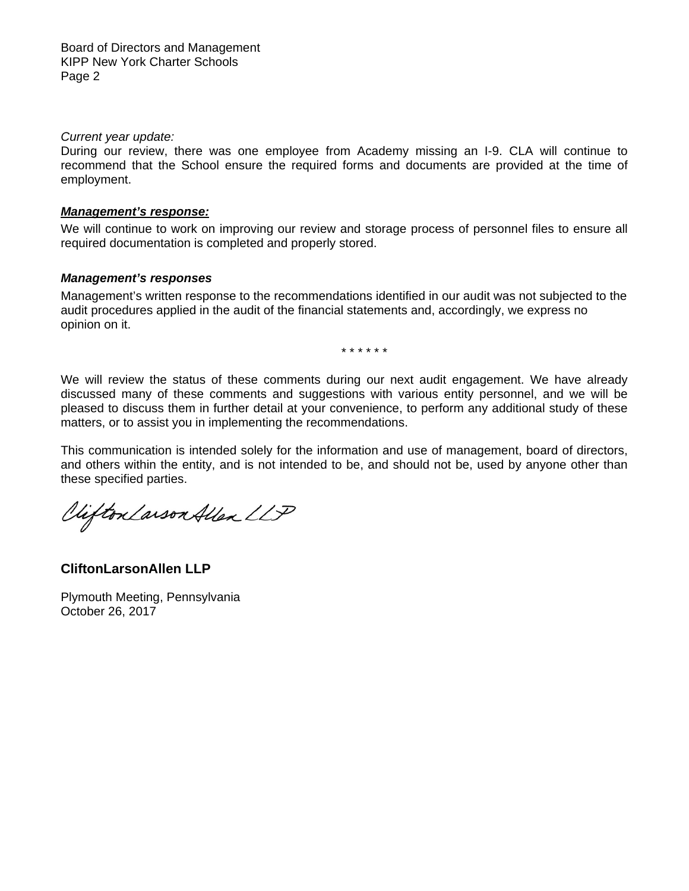*Current year update:*

During our review, there was one employee from Academy missing an I-9. CLA will continue to recommend that the School ensure the required forms and documents are provided at the time of employment.

***Management's response:***

We will continue to work on improving our review and storage process of personnel files to ensure all required documentation is completed and properly stored.

***Management's responses***

Management's written response to the recommendations identified in our audit was not subjected to the audit procedures applied in the audit of the financial statements and, accordingly, we express no opinion on it.

\* \* \* \* \* \*

We will review the status of these comments during our next audit engagement. We have already discussed many of these comments and suggestions with various entity personnel, and we will be pleased to discuss them in further detail at your convenience, to perform any additional study of these matters, or to assist you in implementing the recommendations.

This communication is intended solely for the information and use of management, board of directors, and others within the entity, and is not intended to be, and should not be, used by anyone other than these specified parties.

CliftonLarsonAllen LLP

**CliftonLarsonAllen LLP**

Plymouth Meeting, Pennsylvania
October 26, 2017